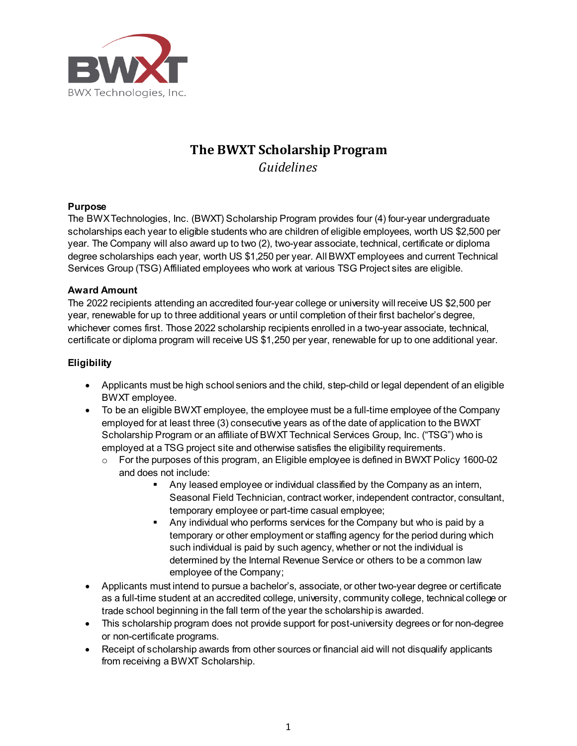BWX Technologies, Inc.

# The BWXT Scholarship Program

*Guidelines*

**Purpose**

The BWX Technologies, Inc. (BWXT) Scholarship Program provides four (4) four-year undergraduate scholarships each year to eligible students who are children of eligible employees, worth US $2,500 per year. The Company will also award up to two (2), two-year associate, technical, certificate or diploma degree scholarships each year, worth US $1,250 per year. All BWXT employees and current Technical Services Group (TSG) Affiliated employees who work at various TSG Project sites are eligible.

**Award Amount**

The 2022 recipients attending an accredited four-year college or university will receive US $2,500 per year, renewable for up to three additional years or until completion of their first bachelor's degree, whichever comes first. Those 2022 scholarship recipients enrolled in a two-year associate, technical, certificate or diploma program will receive US $1,250 per year, renewable for up to one additional year.

**Eligibility**

- Applicants must be high school seniors and the child, step-child or legal dependent of an eligible BWXT employee.
- To be an eligible BWXT employee, the employee must be a full-time employee of the Company employed for at least three (3) consecutive years as of the date of application to the BWXT Scholarship Program or an affiliate of BWXT Technical Services Group, Inc. ("TSG") who is employed at a TSG project site and otherwise satisfies the eligibility requirements.
  - For the purposes of this program, an Eligible employee is defined in BWXT Policy 1600-02 and does not include:
    - Any leased employee or individual classified by the Company as an intern, Seasonal Field Technician, contract worker, independent contractor, consultant, temporary employee or part-time casual employee;
    - Any individual who performs services for the Company but who is paid by a temporary or other employment or staffing agency for the period during which such individual is paid by such agency, whether or not the individual is determined by the Internal Revenue Service or others to be a common law employee of the Company;
- Applicants must intend to pursue a bachelor's, associate, or other two-year degree or certificate as a full-time student at an accredited college, university, community college, technical college or trade school beginning in the fall term of the year the scholarship is awarded.
- This scholarship program does not provide support for post-university degrees or for non-degree or non-certificate programs.
- Receipt of scholarship awards from other sources or financial aid will not disqualify applicants from receiving a BWXT Scholarship.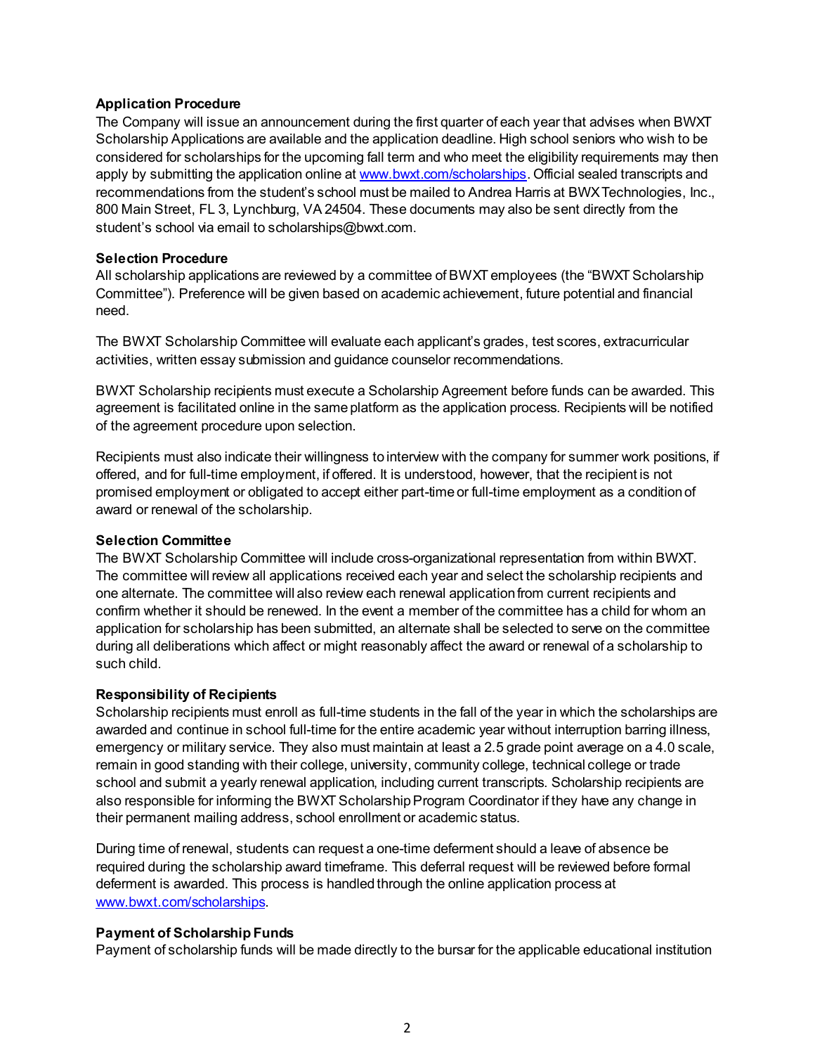**Application Procedure**
The Company will issue an announcement during the first quarter of each year that advises when BWXT Scholarship Applications are available and the application deadline. High school seniors who wish to be considered for scholarships for the upcoming fall term and who meet the eligibility requirements may then apply by submitting the application online at [www.bwxt.com/scholarships](www.bwxt.com/scholarships). Official sealed transcripts and recommendations from the student's school must be mailed to Andrea Harris at BWX Technologies, Inc., 800 Main Street, FL 3, Lynchburg, VA 24504. These documents may also be sent directly from the student's school via email to scholarships@bwxt.com.

**Selection Procedure**
All scholarship applications are reviewed by a committee of BWXT employees (the "BWXT Scholarship Committee"). Preference will be given based on academic achievement, future potential and financial need.

The BWXT Scholarship Committee will evaluate each applicant's grades, test scores, extracurricular activities, written essay submission and guidance counselor recommendations.

BWXT Scholarship recipients must execute a Scholarship Agreement before funds can be awarded. This agreement is facilitated online in the same platform as the application process. Recipients will be notified of the agreement procedure upon selection.

Recipients must also indicate their willingness to interview with the company for summer work positions, if offered, and for full-time employment, if offered. It is understood, however, that the recipient is not promised employment or obligated to accept either part-time or full-time employment as a condition of award or renewal of the scholarship.

**Selection Committee**
The BWXT Scholarship Committee will include cross-organizational representation from within BWXT. The committee will review all applications received each year and select the scholarship recipients and one alternate. The committee will also review each renewal application from current recipients and confirm whether it should be renewed. In the event a member of the committee has a child for whom an application for scholarship has been submitted, an alternate shall be selected to serve on the committee during all deliberations which affect or might reasonably affect the award or renewal of a scholarship to such child.

**Responsibility of Recipients**
Scholarship recipients must enroll as full-time students in the fall of the year in which the scholarships are awarded and continue in school full-time for the entire academic year without interruption barring illness, emergency or military service. They also must maintain at least a 2.5 grade point average on a 4.0 scale, remain in good standing with their college, university, community college, technical college or trade school and submit a yearly renewal application, including current transcripts. Scholarship recipients are also responsible for informing the BWXT Scholarship Program Coordinator if they have any change in their permanent mailing address, school enrollment or academic status.

During time of renewal, students can request a one-time deferment should a leave of absence be required during the scholarship award timeframe. This deferral request will be reviewed before formal deferment is awarded. This process is handled through the online application process at [www.bwxt.com/scholarships](www.bwxt.com/scholarships).

**Payment of Scholarship Funds**
Payment of scholarship funds will be made directly to the bursar for the applicable educational institution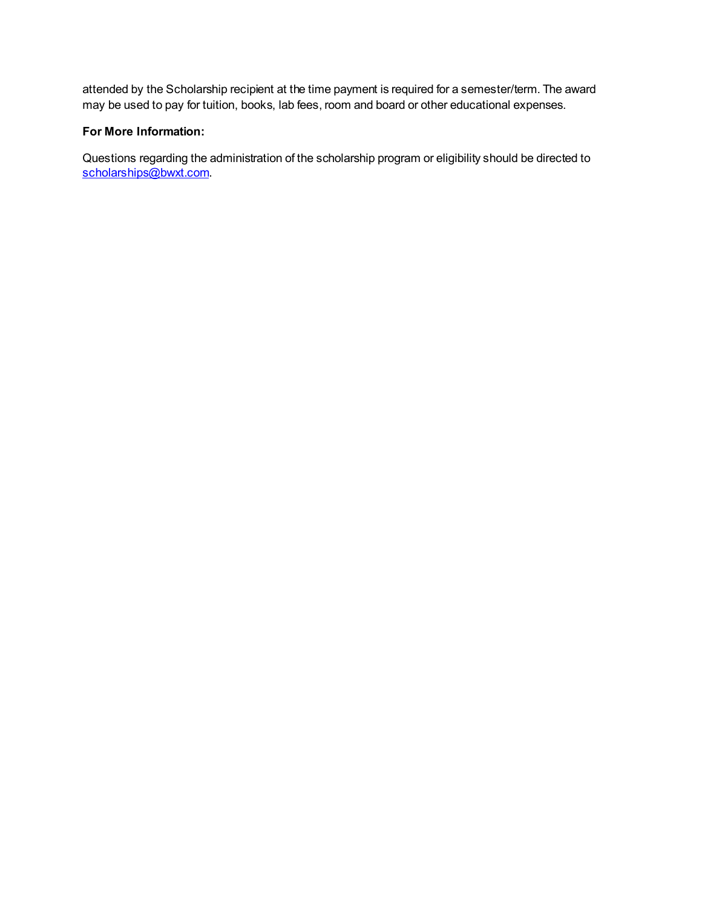attended by the Scholarship recipient at the time payment is required for a semester/term. The award may be used to pay for tuition, books, lab fees, room and board or other educational expenses.

**For More Information:**

Questions regarding the administration of the scholarship program or eligibility should be directed to scholarships@bwxt.com.